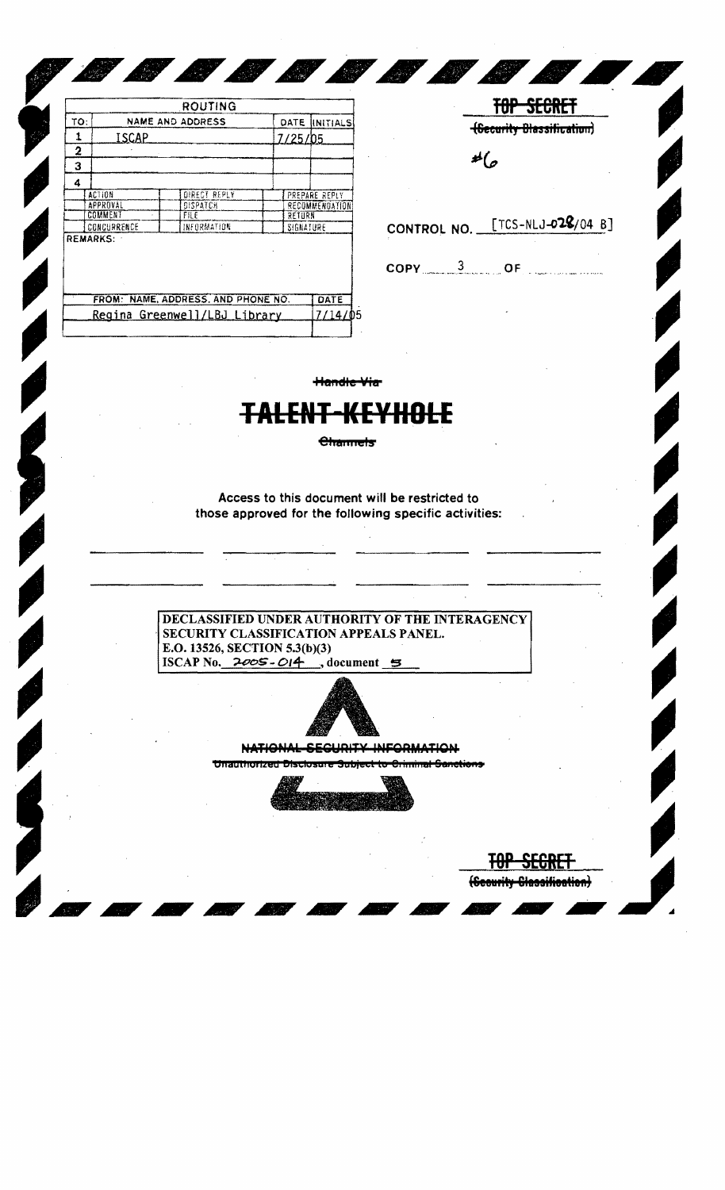| TO: | NAME AND ADDRESS | DATE | INITIALS |
|---|---|---|---|
| 1 | ISCAP | 7/25/05 | |
| 2 | | | |
| 3 | | | |
| 4 | | | |

| | | |
|---|---|---|
| ACTION | DIRECT REPLY | PREPARE REPLY |
| APPROVAL | DISPATCH | RECOMMENDATION |
| COMMENT | FILE | RETURN |
| CONCURRENCE | INFORMATION | SIGNATURE |

REMARKS:

| FROM: NAME, ADDRESS, AND PHONE NO. | DATE |
|---|---|
| Regina Greenwell/LBJ Library | 7/14/05 |

~~TOP SECRET~~

~~(Security Classification)~~

#6

CONTROL NO. [TCS-NLJ-028/04 B]

COPY 3 OF

~~Handle Via~~

# ~~TALENT-KEYHOLE~~

~~Channels~~

Access to this document will be restricted to those approved for the following specific activities:

**DECLASSIFIED UNDER AUTHORITY OF THE INTERAGENCY SECURITY CLASSIFICATION APPEALS PANEL.**
**E.O. 13526, SECTION 5.3(b)(3)**
**ISCAP No. 2005-014, document 5**

~~NATIONAL SECURITY INFORMATION~~

~~Unauthorized Disclosure Subject to Criminal Sanctions~~

~~TOP SECRET~~

~~(Security Classification)~~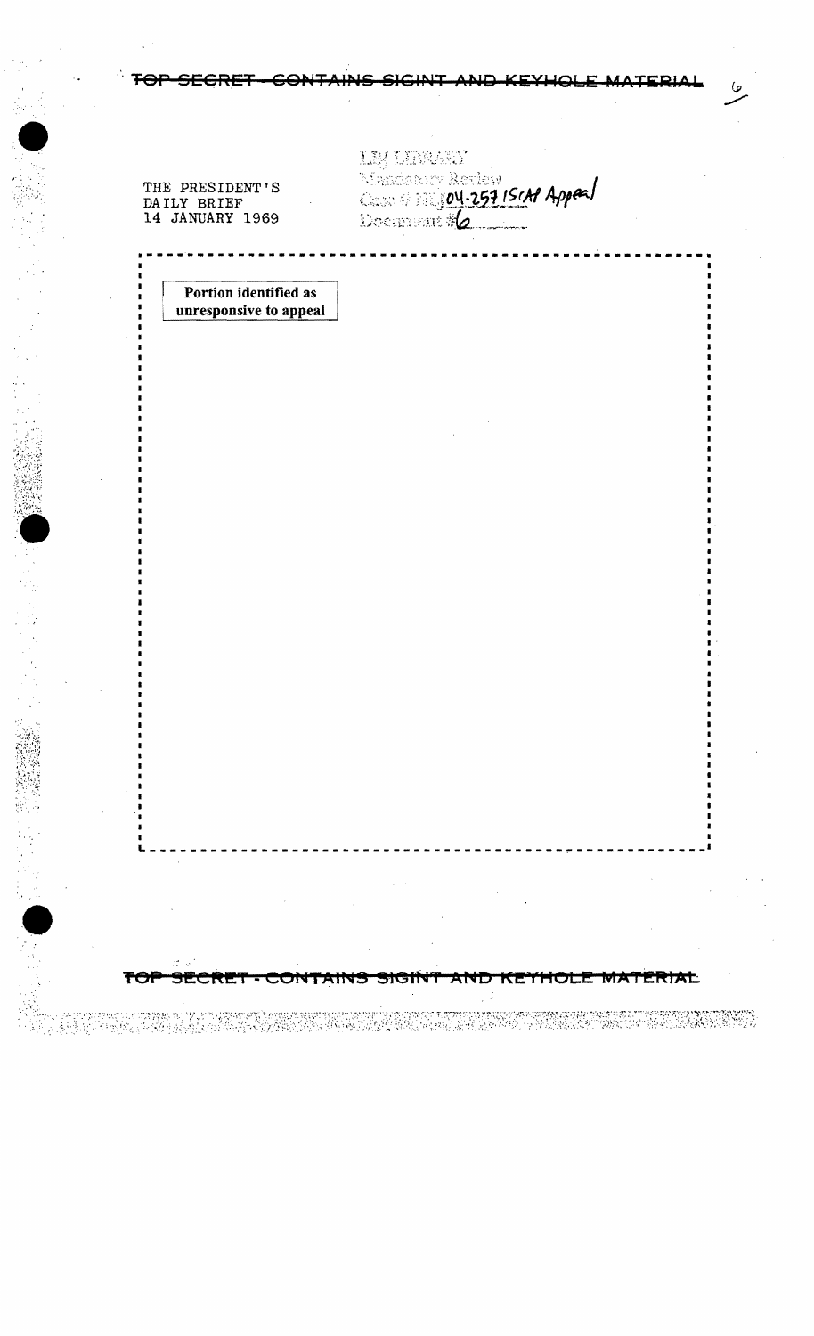TOP SECRET - CONTAINS SIGINT AND KEYHOLE MATERIAL

THE PRESIDENT'S
DAILY BRIEF
14 JANUARY 1969

LBJ LIBRARY
Mandatory Review
Case # NLJ 04-257 ISCAP Appeal
Document # 6

**Portion identified as unresponsive to appeal**

TOP SECRET - CONTAINS SIGINT AND KEYHOLE MATERIAL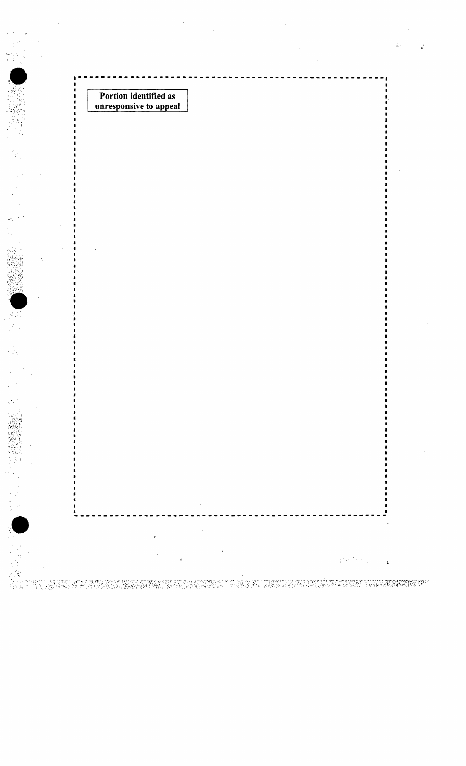Portion identified as unresponsive to appeal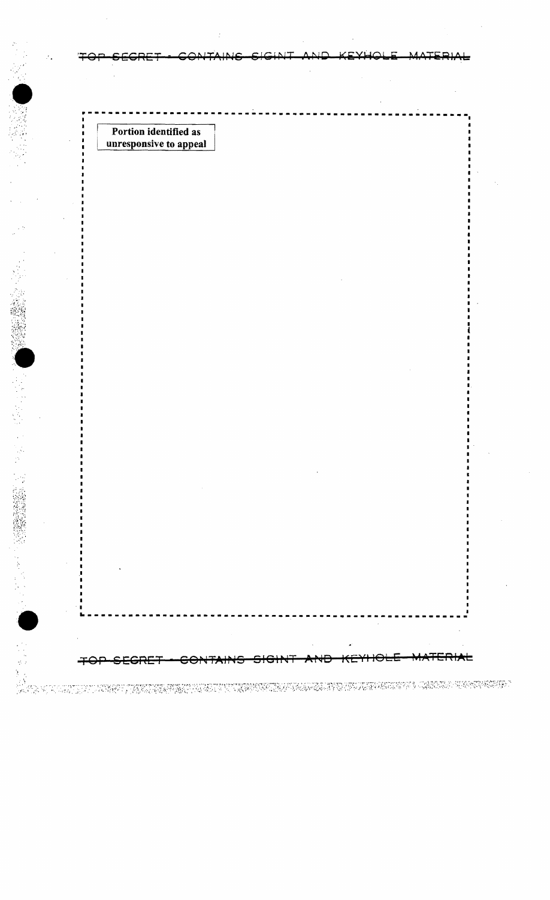Portion identified as unresponsive to appeal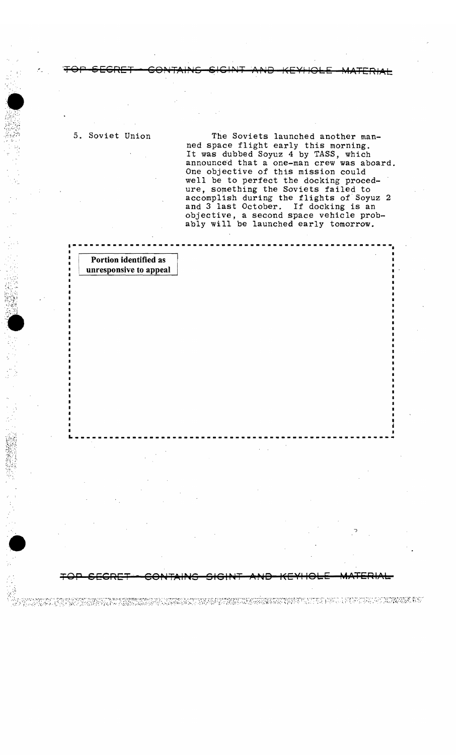5. Soviet Union

The Soviets launched another manned space flight early this morning. It was dubbed Soyuz 4 by TASS, which announced that a one-man crew was aboard. One objective of this mission could well be to perfect the docking procedure, something the Soviets failed to accomplish during the flights of Soyuz 2 and 3 last October. If docking is an objective, a second space vehicle probably will be launched early tomorrow.

Portion identified as unresponsive to appeal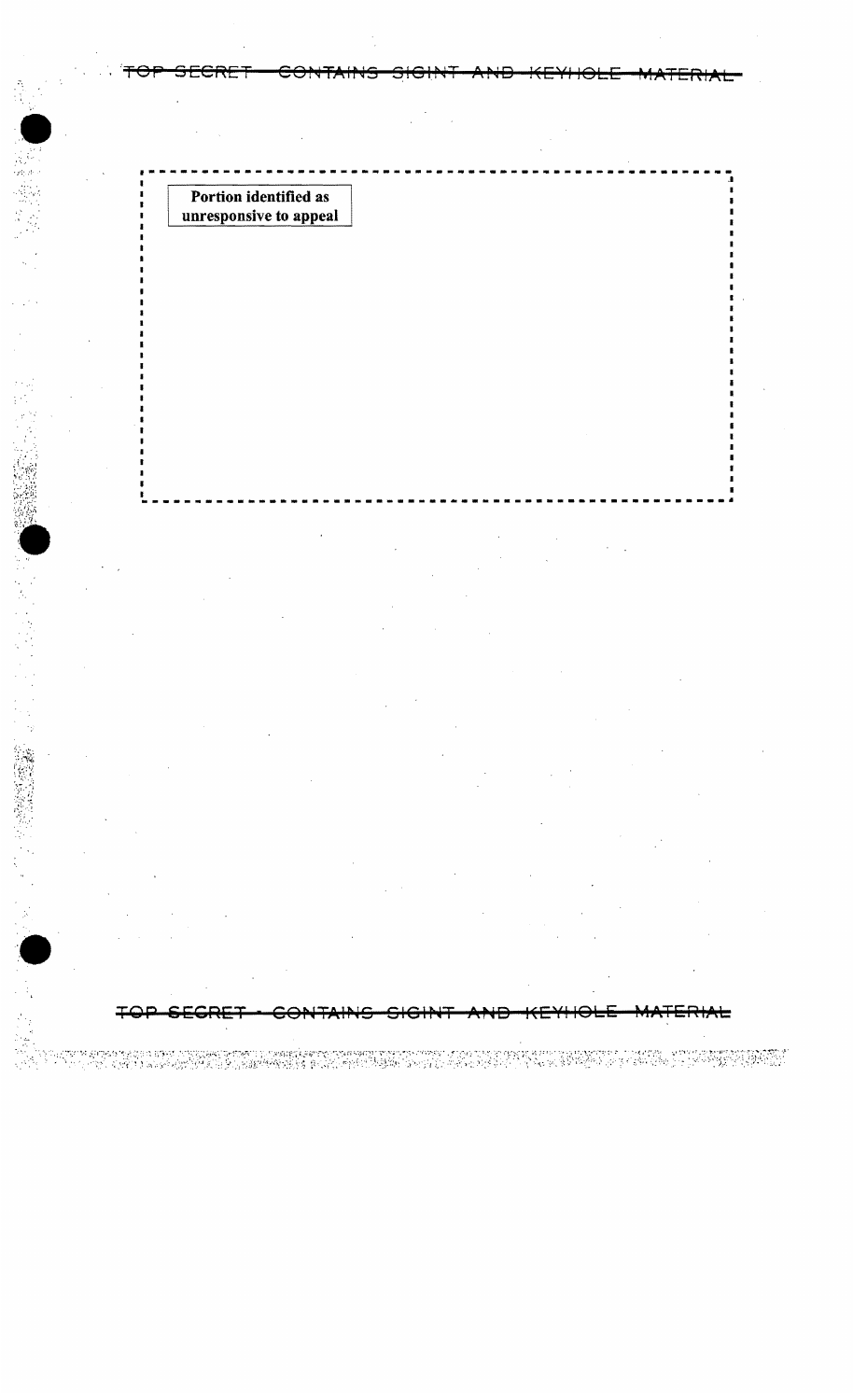Portion identified as unresponsive to appeal